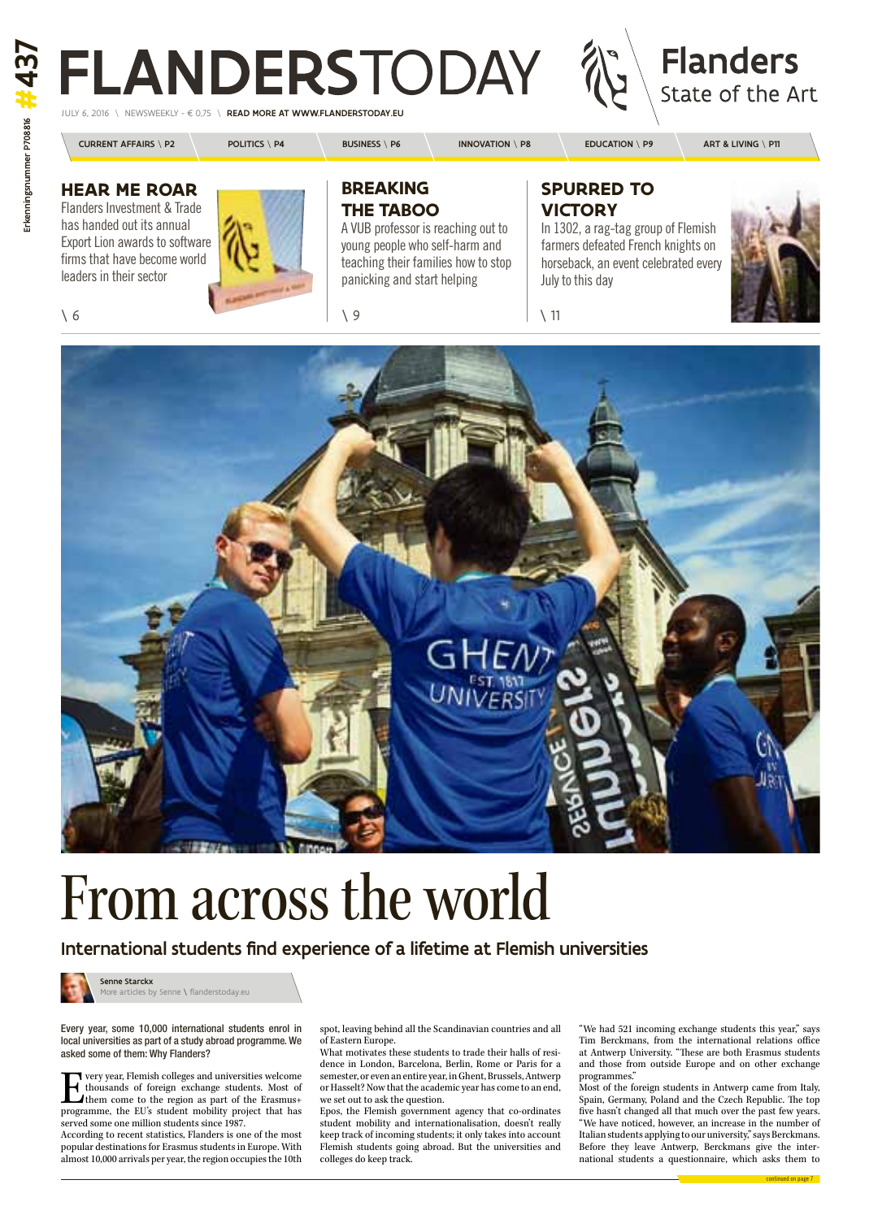# FLANDERSTODAY

JULY 6, 2016 \ NEWSWEEKLY - € 0,75 \ READ MORE AT WWW.FLANDERSTODAY.EU

Flanders State of the Art

CURRENT AFFAIRS \ P2 | POLITICS \ P4 | BUSINESS \ P6 | INNOVATION \ P8 | EDUCATION \ P9 | ART & LIVING \ P11

## HEAR ME ROAR

Flanders Investment & Trade has handed out its annual Export Lion awards to software firms that have become world leaders in their sector

\ 6

## BREAKING THE TABOO

A VUB professor is reaching out to young people who self-harm and teaching their families how to stop panicking and start helping

\ 9

## SPURRED TO VICTORY

In 1302, a rag-tag group of Flemish farmers defeated French knights on horseback, an event celebrated every July to this day

\ 11

# From across the world

## International students find experience of a lifetime at Flemish universities

**Senne Starckx**
More articles by Senne \ flanderstoday.eu

**Every year, some 10,000 international students enrol in local universities as part of a study abroad programme. We asked some of them: Why Flanders?**

Every year, Flemish colleges and universities welcome thousands of foreign exchange students. Most of them come to the region as part of the Erasmus+ programme, the EU's student mobility project that has served some one million students since 1987.

According to recent statistics, Flanders is one of the most popular destinations for Erasmus students in Europe. With almost 10,000 arrivals per year, the region occupies the 10th spot, leaving behind all the Scandinavian countries and all of Eastern Europe.

What motivates these students to trade their halls of residence in London, Barcelona, Berlin, Rome or Paris for a semester, or even an entire year, in Ghent, Brussels, Antwerp or Hasselt? Now that the academic year has come to an end, we set out to ask the question.

Epos, the Flemish government agency that co-ordinates student mobility and internationalisation, doesn't really keep track of incoming students; it only takes into account Flemish students going abroad. But the universities and colleges do keep track.

"We had 521 incoming exchange students this year," says Tim Berckmans, from the international relations office at Antwerp University. "These are both Erasmus students and those from outside Europe and on other exchange programmes."

Most of the foreign students in Antwerp came from Italy, Spain, Germany, Poland and the Czech Republic. The top five hasn't changed all that much over the past few years. "We have noticed, however, an increase in the number of Italian students applying to our university," says Berckmans. Before they leave Antwerp, Berckmans give the international students a questionnaire, which asks them to

continued on page 7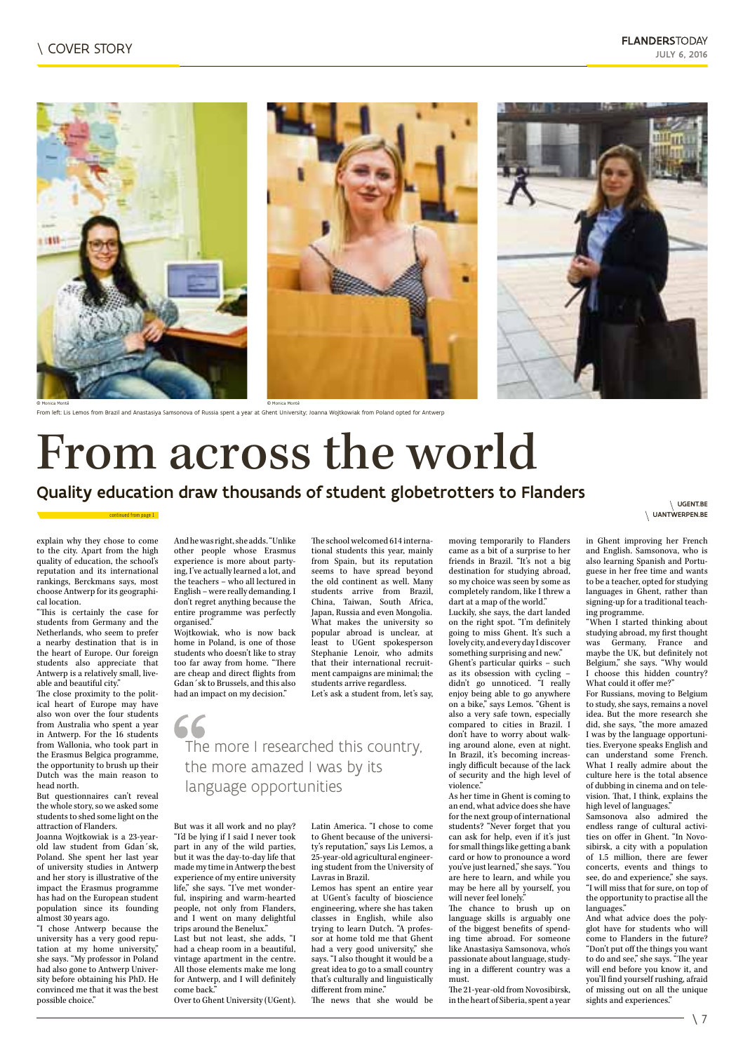From left: Lis Lemos from Brazil and Anastasiya Samsonova of Russia spent a year at Ghent University; Joanna Wojtkowiak from Poland opted for Antwerp

# From across the world

## Quality education draw thousands of student globetrotters to Flanders

\ UGENT.BE
\ UANTWERPEN.BE

continued from page 1

explain why they chose to come to the city. Apart from the high quality of education, the school's reputation and its international rankings, Berckmans says, most choose Antwerp for its geographical location.

"This is certainly the case for students from Germany and the Netherlands, who seem to prefer a nearby destination that is in the heart of Europe. Our foreign students also appreciate that Antwerp is a relatively small, liveable and beautiful city."

The close proximity to the political heart of Europe may have also won over the four students from Australia who spent a year in Antwerp. For the 16 students from Wallonia, who took part in the Erasmus Belgica programme, the opportunity to brush up their Dutch was the main reason to head north.

But questionnaires can't reveal the whole story, so we asked some students to shed some light on the attraction of Flanders.

Joanna Wojtkowiak is a 23-year-old law student from Gdan´sk, Poland. She spent her last year of university studies in Antwerp and her story is illustrative of the impact the Erasmus programme has had on the European student population since its founding almost 30 years ago.

"I chose Antwerp because the university has a very good reputation at my home university," she says. "My professor in Poland had also gone to Antwerp University before obtaining his PhD. He convinced me that it was the best possible choice."

And he was right, she adds. "Unlike other people whose Erasmus experience is more about partying, I've actually learned a lot, and the teachers – who all lectured in English – were really demanding. I don't regret anything because the entire programme was perfectly organised."

Wojtkowiak, who is now back home in Poland, is one of those students who doesn't like to stray too far away from home. "There are cheap and direct flights from Gdan´sk to Brussels, and this also had an impact on my decision."

> The more I researched this country, the more amazed I was by its language opportunities

But was it all work and no play? "I'd be lying if I said I never took part in any of the wild parties, but it was the day-to-day life that made my time in Antwerp the best experience of my entire university life," she says. "I've met wonderful, inspiring and warm-hearted people, not only from Flanders, and I went on many delightful trips around the Benelux."

Last but not least, she adds, "I had a cheap room in a beautiful, vintage apartment in the centre. All those elements make me long for Antwerp, and I will definitely come back."

Over to Ghent University (UGent). The school welcomed 614 international students this year, mainly from Spain, but its reputation seems to have spread beyond the old continent as well. Many students arrive from Brazil, China, Taiwan, South Africa, Japan, Russia and even Mongolia. What makes the university so popular abroad is unclear, at least to UGent spokesperson Stephanie Lenoir, who admits that their international recruitment campaigns are minimal; the students arrive regardless.

Let's ask a student from, let's say, Latin America. "I chose to come to Ghent because of the university's reputation," says Lis Lemos, a 25-year-old agricultural engineering student from the University of Lavras in Brazil.

Lemos has spent an entire year at UGent's faculty of bioscience engineering, where she has taken classes in English, while also trying to learn Dutch. "A professor at home told me that Ghent had a very good university," she says. "I also thought it would be a great idea to go to a small country that's culturally and linguistically different from mine."

The news that she would be moving temporarily to Flanders came as a bit of a surprise to her friends in Brazil. "It's not a big destination for studying abroad, so my choice was seen by some as completely random, like I threw a dart at a map of the world."

Luckily, she says, the dart landed on the right spot. "I'm definitely going to miss Ghent. It's such a lovely city, and every day I discover something surprising and new."

Ghent's particular quirks – such as its obsession with cycling – didn't go unnoticed. "I really enjoy being able to go anywhere on a bike," says Lemos. "Ghent is also a very safe town, especially compared to cities in Brazil. I don't have to worry about walking around alone, even at night. In Brazil, it's becoming increasingly difficult because of the lack of security and the high level of violence."

As her time in Ghent is coming to an end, what advice does she have for the next group of international students? "Never forget that you can ask for help, even if it's just for small things like getting a bank card or how to pronounce a word you've just learned," she says. "You are here to learn, and while you may be here all by yourself, you will never feel lonely."

The chance to brush up on language skills is arguably one of the biggest benefits of spending time abroad. For someone like Anastasiya Samsonova, who's passionate about language, studying in a different country was a must.

The 21-year-old from Novosibirsk, in the heart of Siberia, spent a year in Ghent improving her French and English. Samsonova, who is also learning Spanish and Portuguese in her free time and wants to be a teacher, opted for studying languages in Ghent, rather than signing-up for a traditional teaching programme.

"When I started thinking about studying abroad, my first thought was Germany, France and maybe the UK, but definitely not Belgium," she says. "Why would I choose this hidden country? What could it offer me?"

For Russians, moving to Belgium to study, she says, remains a novel idea. But the more research she did, she says, "the more amazed I was by the language opportunities. Everyone speaks English and can understand some French. What I really admire about the culture here is the total absence of dubbing in cinema and on television. That, I think, explains the high level of languages."

Samsonova also admired the endless range of cultural activities on offer in Ghent. "In Novosibirsk, a city with a population of 1.5 million, there are fewer concerts, events and things to see, do and experience," she says. "I will miss that for sure, on top of the opportunity to practise all the languages."

And what advice does the polyglot have for students who will come to Flanders in the future? "Don't put off the things you want to do and see," she says. "The year will end before you know it, and you'll find yourself rushing, afraid of missing out on all the unique sights and experiences."